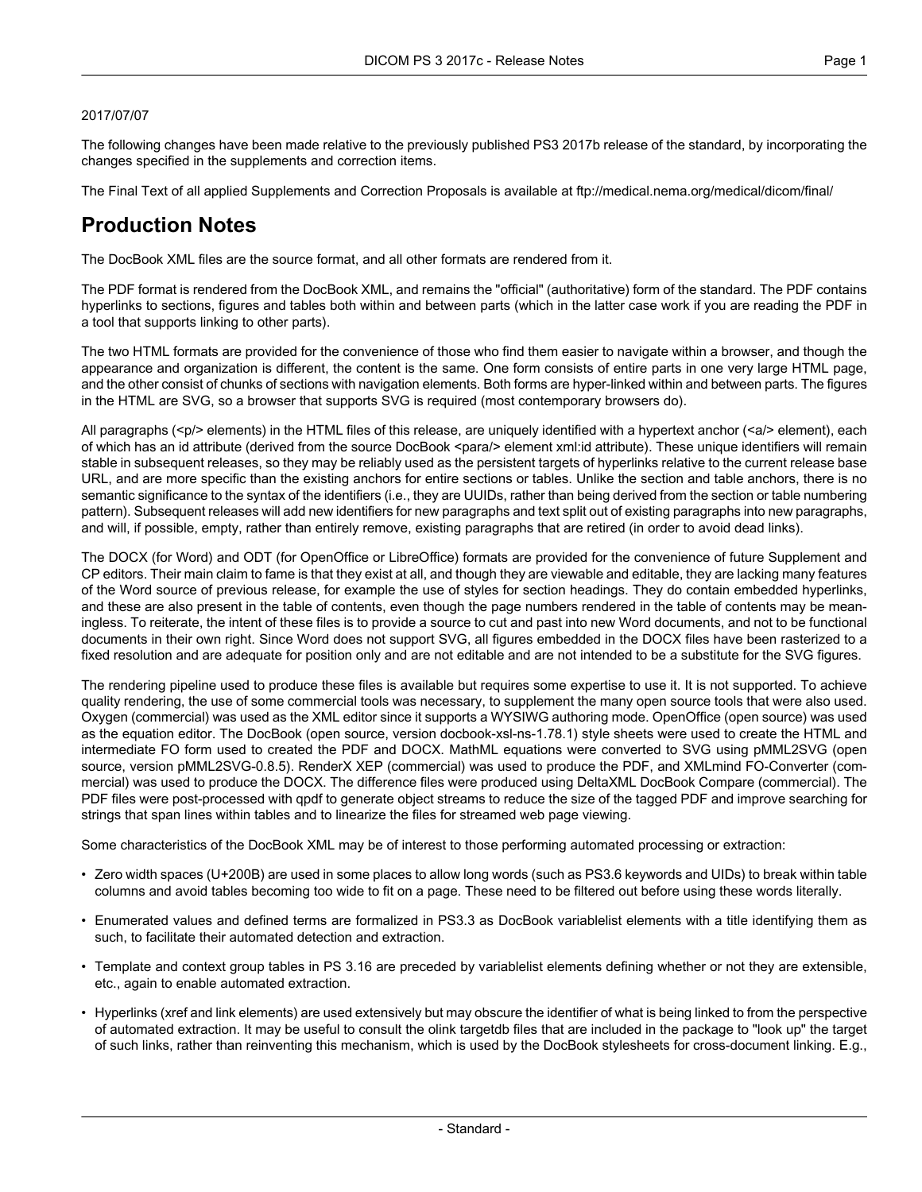2017/07/07

The following changes have been made relative to the previously published PS3 2017b release of the standard, by incorporating the changes specified in the supplements and correction items.

The Final Text of all applied Supplements and Correction Proposals is available at ftp://medical.nema.org/medical/dicom/final/

# Production Notes

The DocBook XML files are the source format, and all other formats are rendered from it.

The PDF format is rendered from the DocBook XML, and remains the "official" (authoritative) form of the standard. The PDF contains hyperlinks to sections, figures and tables both within and between parts (which in the latter case work if you are reading the PDF in a tool that supports linking to other parts).

The two HTML formats are provided for the convenience of those who find them easier to navigate within a browser, and though the appearance and organization is different, the content is the same. One form consists of entire parts in one very large HTML page, and the other consist of chunks of sections with navigation elements. Both forms are hyper-linked within and between parts. The figures in the HTML are SVG, so a browser that supports SVG is required (most contemporary browsers do).

All paragraphs (<p/> elements) in the HTML files of this release, are uniquely identified with a hypertext anchor (<a/> element), each of which has an id attribute (derived from the source DocBook <para/> element xml:id attribute). These unique identifiers will remain stable in subsequent releases, so they may be reliably used as the persistent targets of hyperlinks relative to the current release base URL, and are more specific than the existing anchors for entire sections or tables. Unlike the section and table anchors, there is no semantic significance to the syntax of the identifiers (i.e., they are UUIDs, rather than being derived from the section or table numbering pattern). Subsequent releases will add new identifiers for new paragraphs and text split out of existing paragraphs into new paragraphs, and will, if possible, empty, rather than entirely remove, existing paragraphs that are retired (in order to avoid dead links).

The DOCX (for Word) and ODT (for OpenOffice or LibreOffice) formats are provided for the convenience of future Supplement and CP editors. Their main claim to fame is that they exist at all, and though they are viewable and editable, they are lacking many features of the Word source of previous release, for example the use of styles for section headings. They do contain embedded hyperlinks, and these are also present in the table of contents, even though the page numbers rendered in the table of contents may be meaningless. To reiterate, the intent of these files is to provide a source to cut and past into new Word documents, and not to be functional documents in their own right. Since Word does not support SVG, all figures embedded in the DOCX files have been rasterized to a fixed resolution and are adequate for position only and are not editable and are not intended to be a substitute for the SVG figures.

The rendering pipeline used to produce these files is available but requires some expertise to use it. It is not supported. To achieve quality rendering, the use of some commercial tools was necessary, to supplement the many open source tools that were also used. Oxygen (commercial) was used as the XML editor since it supports a WYSIWG authoring mode. OpenOffice (open source) was used as the equation editor. The DocBook (open source, version docbook-xsl-ns-1.78.1) style sheets were used to create the HTML and intermediate FO form used to created the PDF and DOCX. MathML equations were converted to SVG using pMML2SVG (open source, version pMML2SVG-0.8.5). RenderX XEP (commercial) was used to produce the PDF, and XMLmind FO-Converter (commercial) was used to produce the DOCX. The difference files were produced using DeltaXML DocBook Compare (commercial). The PDF files were post-processed with qpdf to generate object streams to reduce the size of the tagged PDF and improve searching for strings that span lines within tables and to linearize the files for streamed web page viewing.

Some characteristics of the DocBook XML may be of interest to those performing automated processing or extraction:

- Zero width spaces (U+200B) are used in some places to allow long words (such as PS3.6 keywords and UIDs) to break within table columns and avoid tables becoming too wide to fit on a page. These need to be filtered out before using these words literally.
- Enumerated values and defined terms are formalized in PS3.3 as DocBook variablelist elements with a title identifying them as such, to facilitate their automated detection and extraction.
- Template and context group tables in PS 3.16 are preceded by variablelist elements defining whether or not they are extensible, etc., again to enable automated extraction.
- Hyperlinks (xref and link elements) are used extensively but may obscure the identifier of what is being linked to from the perspective of automated extraction. It may be useful to consult the olink targetdb files that are included in the package to "look up" the target of such links, rather than reinventing this mechanism, which is used by the DocBook stylesheets for cross-document linking. E.g.,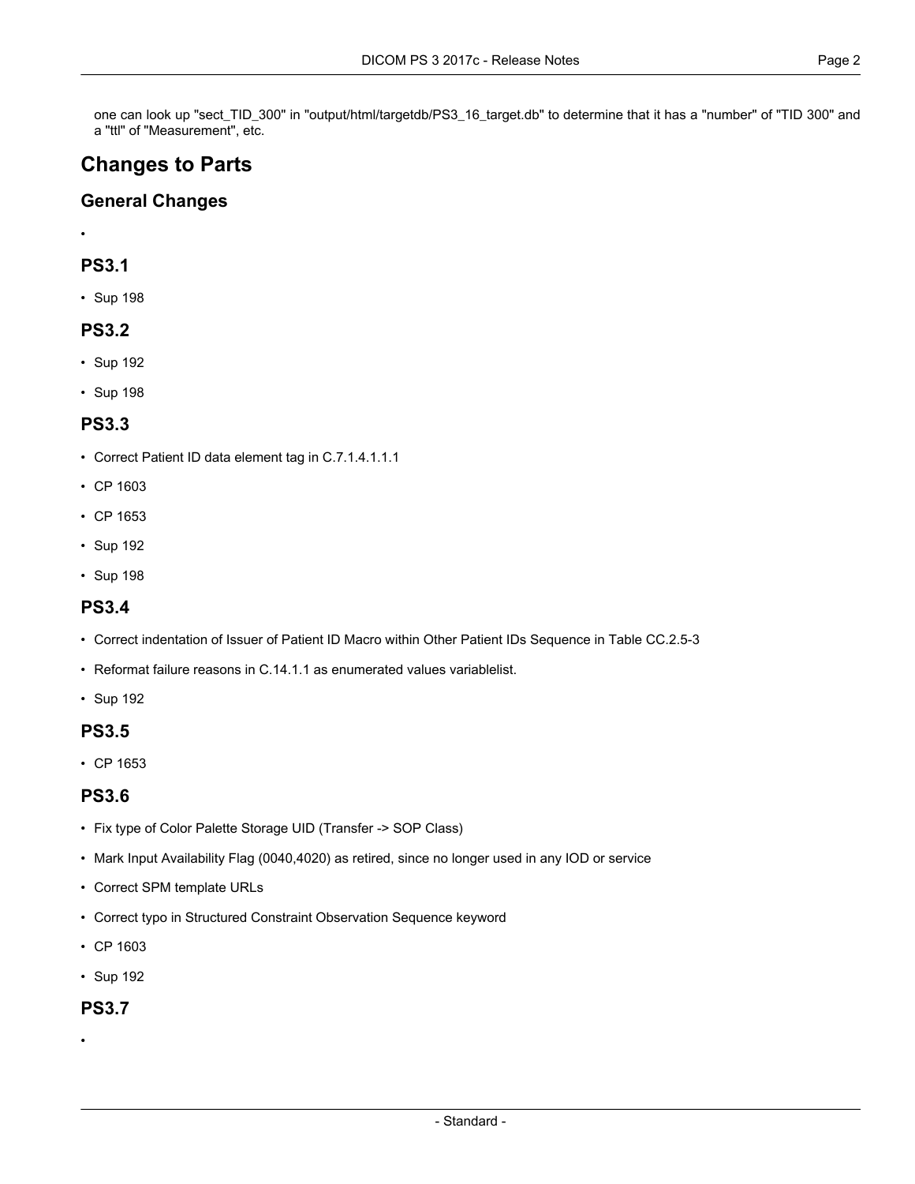one can look up "sect_TID_300" in "output/html/targetdb/PS3_16_target.db" to determine that it has a "number" of "TID 300" and a "ttl" of "Measurement", etc.

# Changes to Parts

## General Changes

- 

## PS3.1

- Sup 198

## PS3.2

- Sup 192
- Sup 198

## PS3.3

- Correct Patient ID data element tag in C.7.1.4.1.1.1
- CP 1603
- CP 1653
- Sup 192
- Sup 198

## PS3.4

- Correct indentation of Issuer of Patient ID Macro within Other Patient IDs Sequence in Table CC.2.5-3
- Reformat failure reasons in C.14.1.1 as enumerated values variablelist.
- Sup 192

## PS3.5

- CP 1653

## PS3.6

- Fix type of Color Palette Storage UID (Transfer -> SOP Class)
- Mark Input Availability Flag (0040,4020) as retired, since no longer used in any IOD or service
- Correct SPM template URLs
- Correct typo in Structured Constraint Observation Sequence keyword
- CP 1603
- Sup 192

## PS3.7

-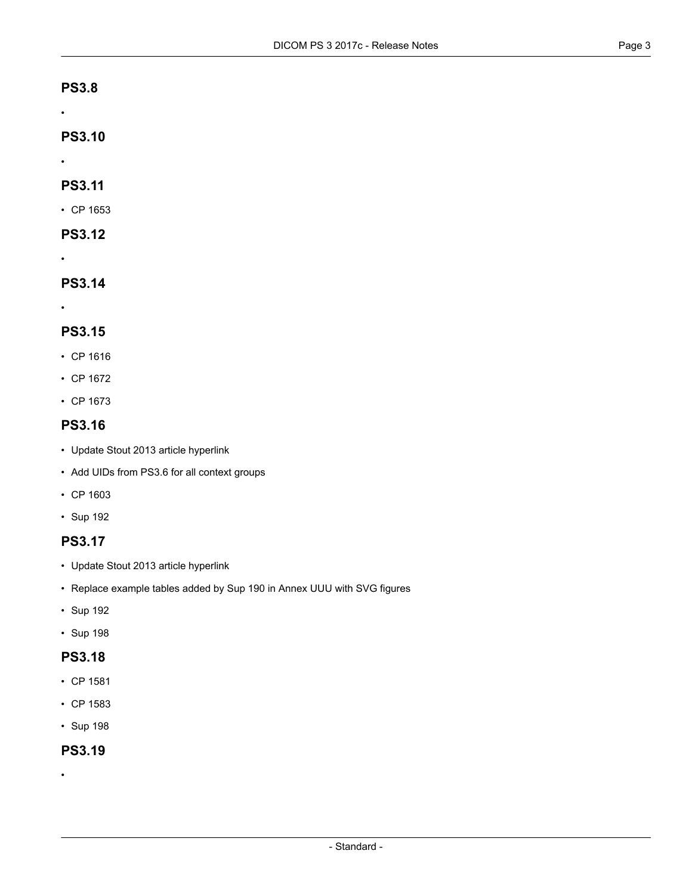## PS3.8

- 

## PS3.10

- 

## PS3.11

- CP 1653

## PS3.12

- 

## PS3.14

- 

## PS3.15

- CP 1616
- CP 1672
- CP 1673

## PS3.16

- Update Stout 2013 article hyperlink
- Add UIDs from PS3.6 for all context groups
- CP 1603
- Sup 192

## PS3.17

- Update Stout 2013 article hyperlink
- Replace example tables added by Sup 190 in Annex UUU with SVG figures
- Sup 192
- Sup 198

## PS3.18

- CP 1581
- CP 1583
- Sup 198

## PS3.19

-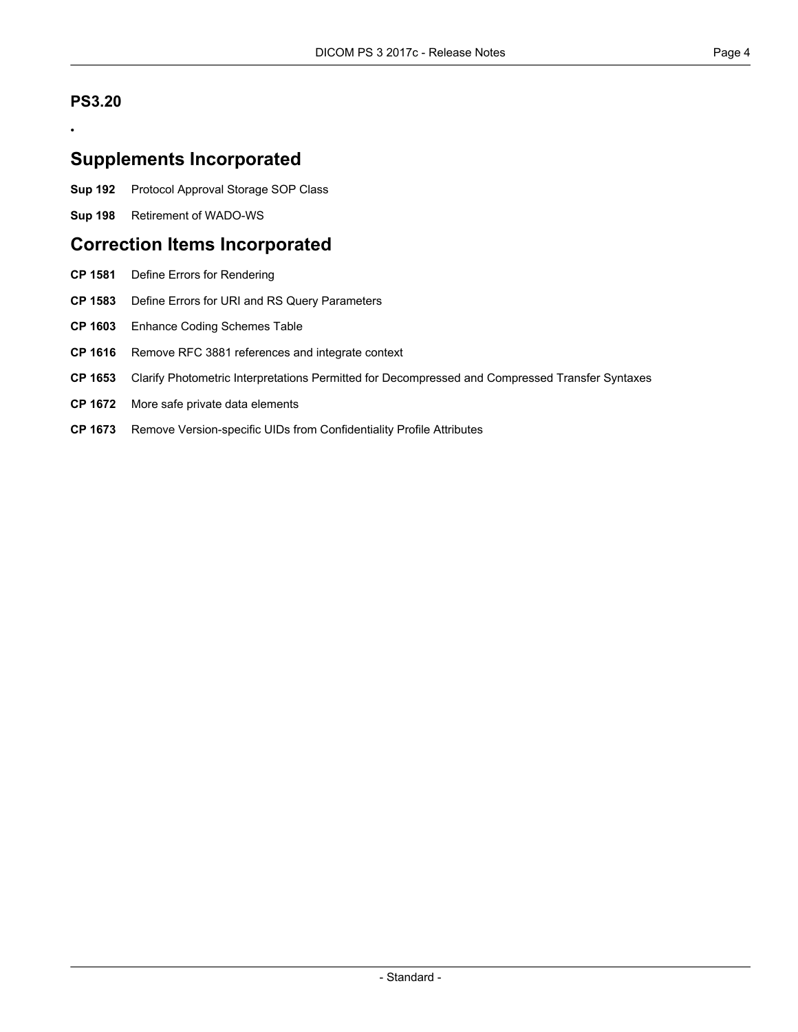### PS3.20

- 

## Supplements Incorporated

**Sup 192** Protocol Approval Storage SOP Class

**Sup 198** Retirement of WADO-WS

## Correction Items Incorporated

**CP 1581** Define Errors for Rendering

**CP 1583** Define Errors for URI and RS Query Parameters

**CP 1603** Enhance Coding Schemes Table

**CP 1616** Remove RFC 3881 references and integrate context

**CP 1653** Clarify Photometric Interpretations Permitted for Decompressed and Compressed Transfer Syntaxes

**CP 1672** More safe private data elements

**CP 1673** Remove Version-specific UIDs from Confidentiality Profile Attributes